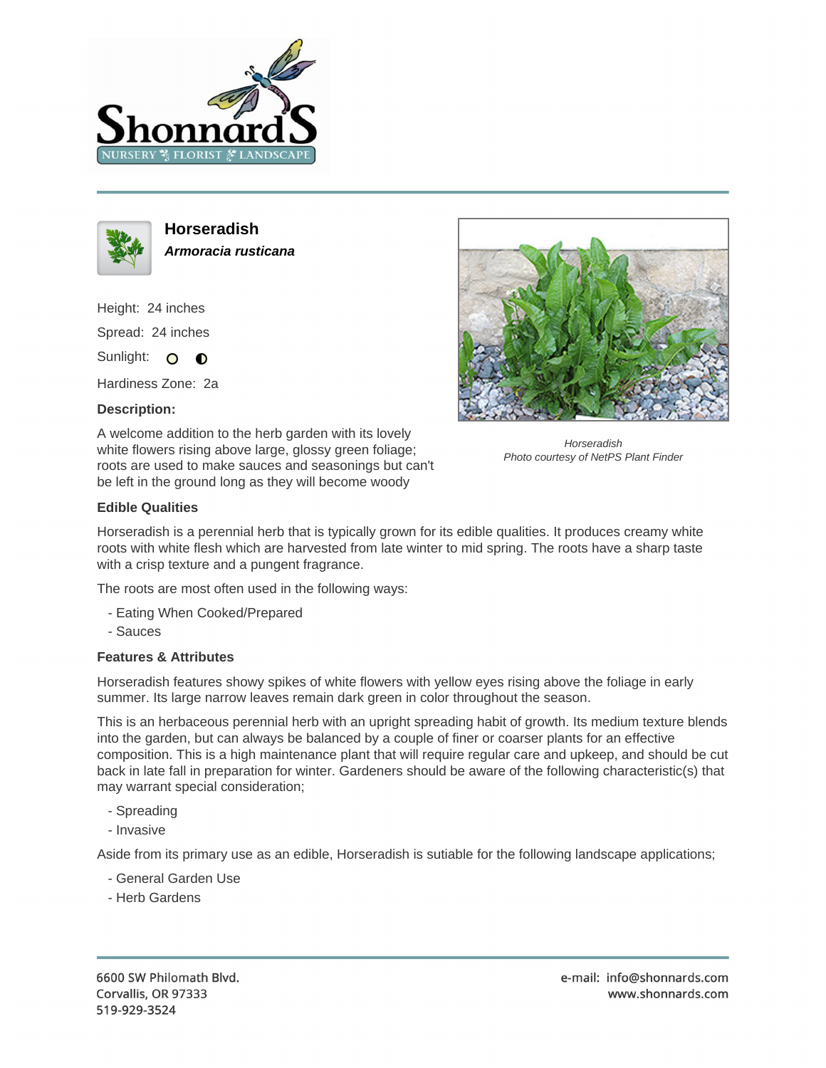# Horseradish

***Armoracia rusticana***

Height: 24 inches

Spread: 24 inches

Sunlight: ○ ◐

Hardiness Zone: 2a

**Description:**

A welcome addition to the herb garden with its lovely white flowers rising above large, glossy green foliage; roots are used to make sauces and seasonings but can't be left in the ground long as they will become woody

*Horseradish*
*Photo courtesy of NetPS Plant Finder*

## Edible Qualities

Horseradish is a perennial herb that is typically grown for its edible qualities. It produces creamy white roots with white flesh which are harvested from late winter to mid spring. The roots have a sharp taste with a crisp texture and a pungent fragrance.

The roots are most often used in the following ways:

- Eating When Cooked/Prepared
- Sauces

## Features & Attributes

Horseradish features showy spikes of white flowers with yellow eyes rising above the foliage in early summer. Its large narrow leaves remain dark green in color throughout the season.

This is an herbaceous perennial herb with an upright spreading habit of growth. Its medium texture blends into the garden, but can always be balanced by a couple of finer or coarser plants for an effective composition. This is a high maintenance plant that will require regular care and upkeep, and should be cut back in late fall in preparation for winter. Gardeners should be aware of the following characteristic(s) that may warrant special consideration;

- Spreading
- Invasive

Aside from its primary use as an edible, Horseradish is sutiable for the following landscape applications;

- General Garden Use
- Herb Gardens

6600 SW Philomath Blvd.
Corvallis, OR 97333
519-929-3524

e-mail: info@shonnards.com
www.shonnards.com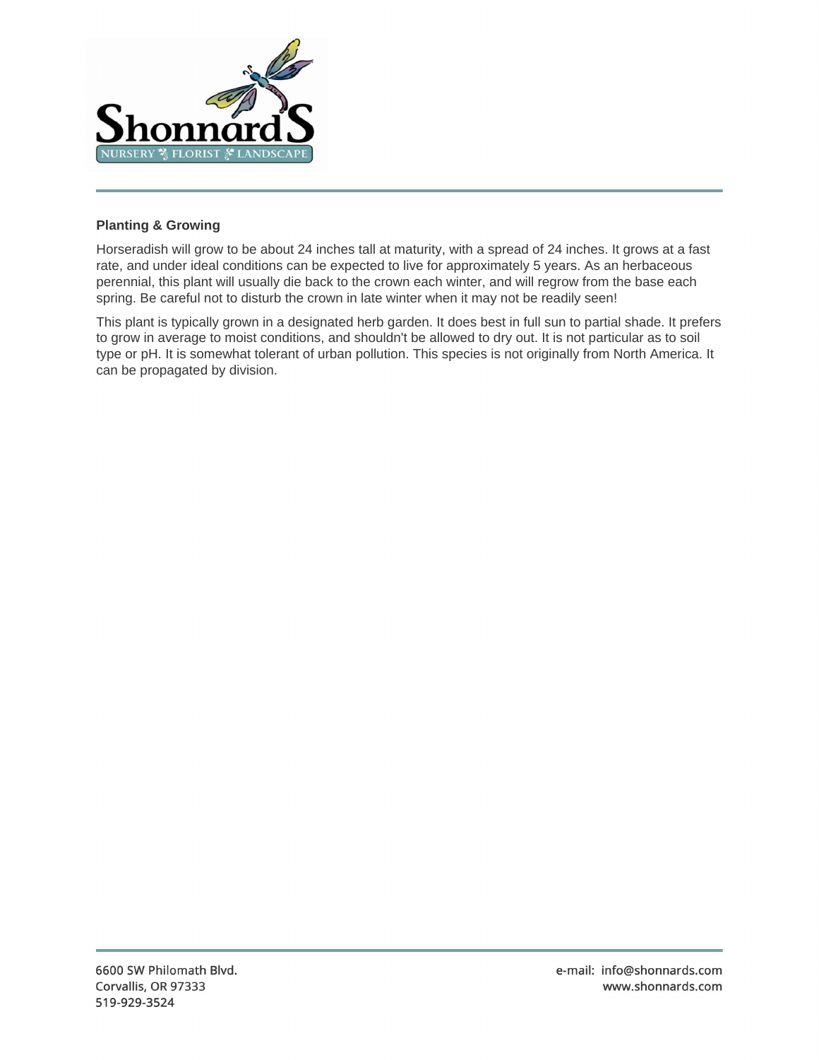**Planting & Growing**

Horseradish will grow to be about 24 inches tall at maturity, with a spread of 24 inches. It grows at a fast rate, and under ideal conditions can be expected to live for approximately 5 years. As an herbaceous perennial, this plant will usually die back to the crown each winter, and will regrow from the base each spring. Be careful not to disturb the crown in late winter when it may not be readily seen!

This plant is typically grown in a designated herb garden. It does best in full sun to partial shade. It prefers to grow in average to moist conditions, and shouldn't be allowed to dry out. It is not particular as to soil type or pH. It is somewhat tolerant of urban pollution. This species is not originally from North America. It can be propagated by division.